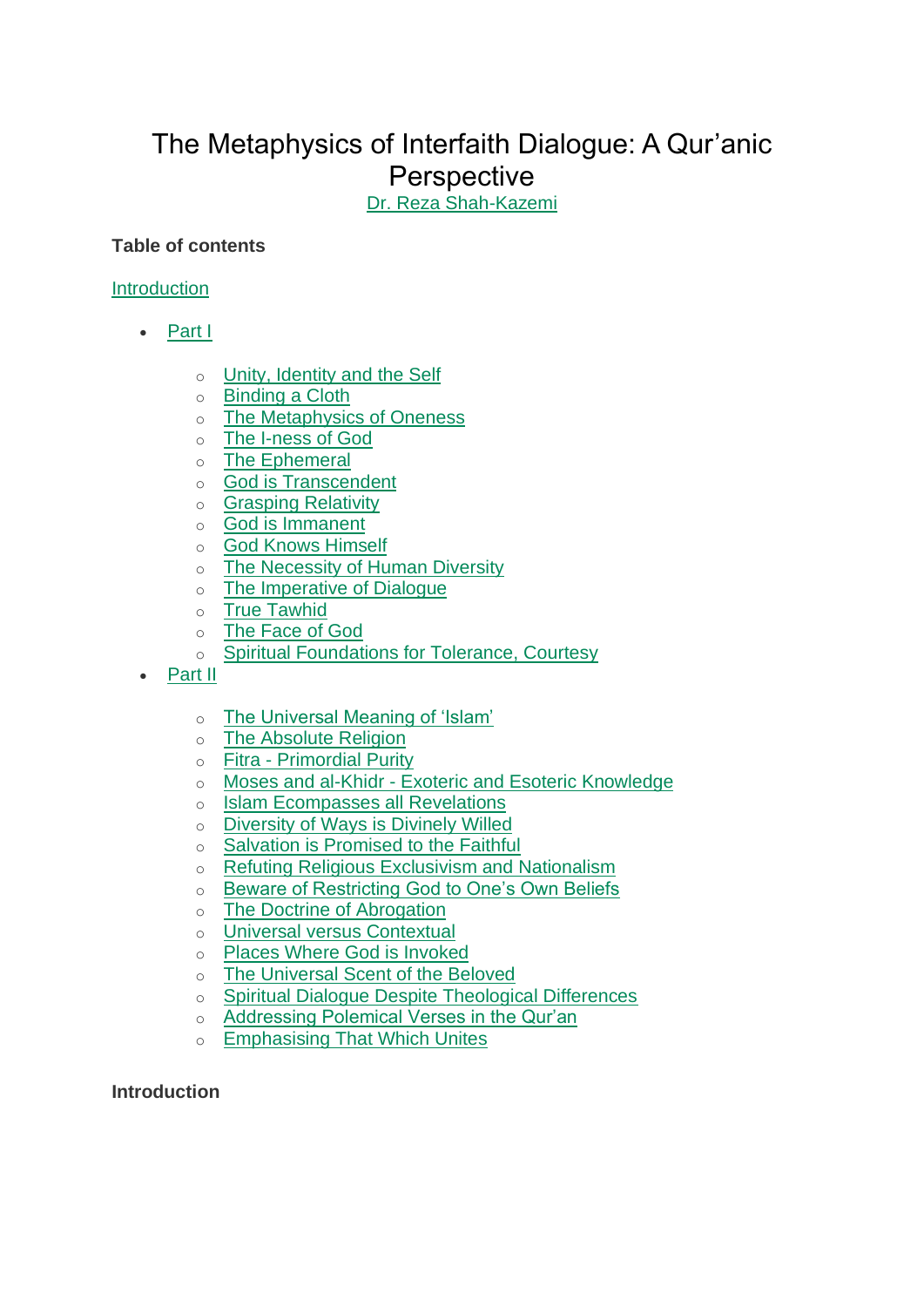# The Metaphysics of Interfaith Dialogue: A Qur'anic Perspective

Dr. Reza Shah-Kazemi

**Table of contents**

Introduction

- Part I
  - Unity, Identity and the Self
  - Binding a Cloth
  - The Metaphysics of Oneness
  - The I-ness of God
  - The Ephemeral
  - God is Transcendent
  - Grasping Relativity
  - God is Immanent
  - God Knows Himself
  - The Necessity of Human Diversity
  - The Imperative of Dialogue
  - True Tawhid
  - The Face of God
  - Spiritual Foundations for Tolerance, Courtesy
- Part II
  - The Universal Meaning of 'Islam'
  - The Absolute Religion
  - Fitra - Primordial Purity
  - Moses and al-Khidr - Exoteric and Esoteric Knowledge
  - Islam Ecompasses all Revelations
  - Diversity of Ways is Divinely Willed
  - Salvation is Promised to the Faithful
  - Refuting Religious Exclusivism and Nationalism
  - Beware of Restricting God to One's Own Beliefs
  - The Doctrine of Abrogation
  - Universal versus Contextual
  - Places Where God is Invoked
  - The Universal Scent of the Beloved
  - Spiritual Dialogue Despite Theological Differences
  - Addressing Polemical Verses in the Qur'an
  - Emphasising That Which Unites

**Introduction**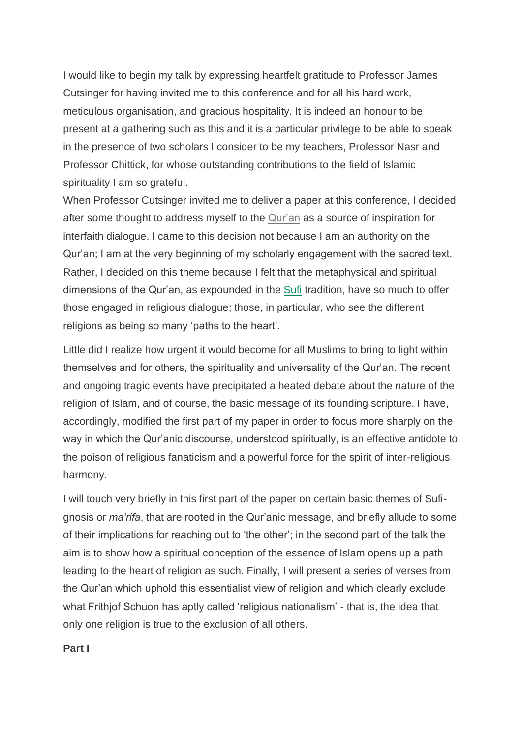I would like to begin my talk by expressing heartfelt gratitude to Professor James Cutsinger for having invited me to this conference and for all his hard work, meticulous organisation, and gracious hospitality. It is indeed an honour to be present at a gathering such as this and it is a particular privilege to be able to speak in the presence of two scholars I consider to be my teachers, Professor Nasr and Professor Chittick, for whose outstanding contributions to the field of Islamic spirituality I am so grateful.

When Professor Cutsinger invited me to deliver a paper at this conference, I decided after some thought to address myself to the Qur'an as a source of inspiration for interfaith dialogue. I came to this decision not because I am an authority on the Qur'an; I am at the very beginning of my scholarly engagement with the sacred text. Rather, I decided on this theme because I felt that the metaphysical and spiritual dimensions of the Qur'an, as expounded in the Sufi tradition, have so much to offer those engaged in religious dialogue; those, in particular, who see the different religions as being so many 'paths to the heart'.

Little did I realize how urgent it would become for all Muslims to bring to light within themselves and for others, the spirituality and universality of the Qur'an. The recent and ongoing tragic events have precipitated a heated debate about the nature of the religion of Islam, and of course, the basic message of its founding scripture. I have, accordingly, modified the first part of my paper in order to focus more sharply on the way in which the Qur'anic discourse, understood spiritually, is an effective antidote to the poison of religious fanaticism and a powerful force for the spirit of inter-religious harmony.

I will touch very briefly in this first part of the paper on certain basic themes of Sufi-gnosis or *ma'rifa*, that are rooted in the Qur'anic message, and briefly allude to some of their implications for reaching out to 'the other'; in the second part of the talk the aim is to show how a spiritual conception of the essence of Islam opens up a path leading to the heart of religion as such. Finally, I will present a series of verses from the Qur'an which uphold this essentialist view of religion and which clearly exclude what Frithjof Schuon has aptly called 'religious nationalism' - that is, the idea that only one religion is true to the exclusion of all others.

**Part I**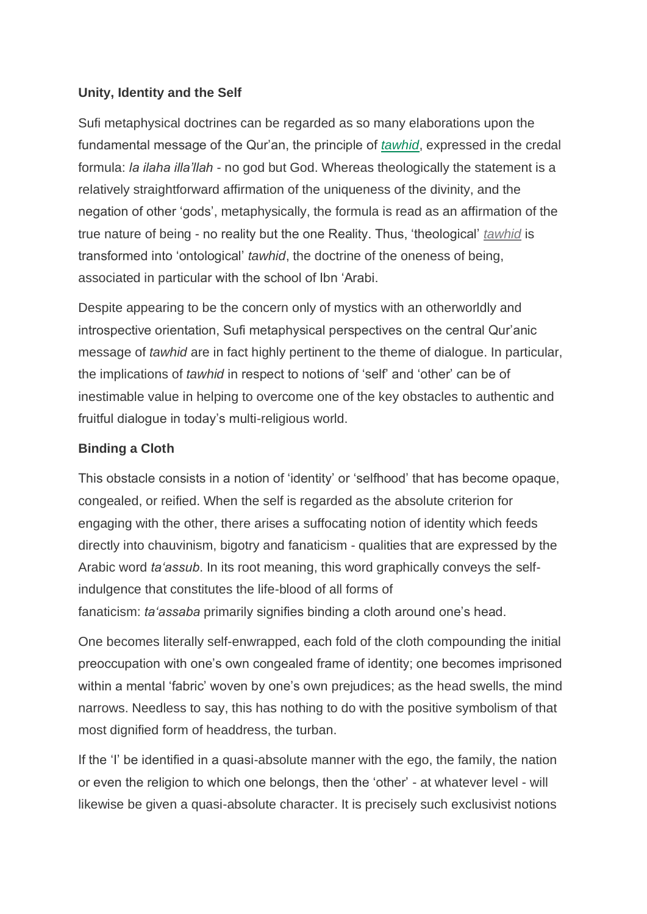**Unity, Identity and the Self**

Sufi metaphysical doctrines can be regarded as so many elaborations upon the fundamental message of the Qur'an, the principle of *tawhid*, expressed in the credal formula: *la ilaha illa'llah* - no god but God. Whereas theologically the statement is a relatively straightforward affirmation of the uniqueness of the divinity, and the negation of other 'gods', metaphysically, the formula is read as an affirmation of the true nature of being - no reality but the one Reality. Thus, 'theological' *tawhid* is transformed into 'ontological' *tawhid*, the doctrine of the oneness of being, associated in particular with the school of Ibn 'Arabi.

Despite appearing to be the concern only of mystics with an otherworldly and introspective orientation, Sufi metaphysical perspectives on the central Qur'anic message of *tawhid* are in fact highly pertinent to the theme of dialogue. In particular, the implications of *tawhid* in respect to notions of 'self' and 'other' can be of inestimable value in helping to overcome one of the key obstacles to authentic and fruitful dialogue in today's multi-religious world.

**Binding a Cloth**

This obstacle consists in a notion of 'identity' or 'selfhood' that has become opaque, congealed, or reified. When the self is regarded as the absolute criterion for engaging with the other, there arises a suffocating notion of identity which feeds directly into chauvinism, bigotry and fanaticism - qualities that are expressed by the Arabic word *ta'assub*. In its root meaning, this word graphically conveys the self-indulgence that constitutes the life-blood of all forms of fanaticism: *ta'assaba* primarily signifies binding a cloth around one's head.

One becomes literally self-enwrapped, each fold of the cloth compounding the initial preoccupation with one's own congealed frame of identity; one becomes imprisoned within a mental 'fabric' woven by one's own prejudices; as the head swells, the mind narrows. Needless to say, this has nothing to do with the positive symbolism of that most dignified form of headdress, the turban.

If the 'I' be identified in a quasi-absolute manner with the ego, the family, the nation or even the religion to which one belongs, then the 'other' - at whatever level - will likewise be given a quasi-absolute character. It is precisely such exclusivist notions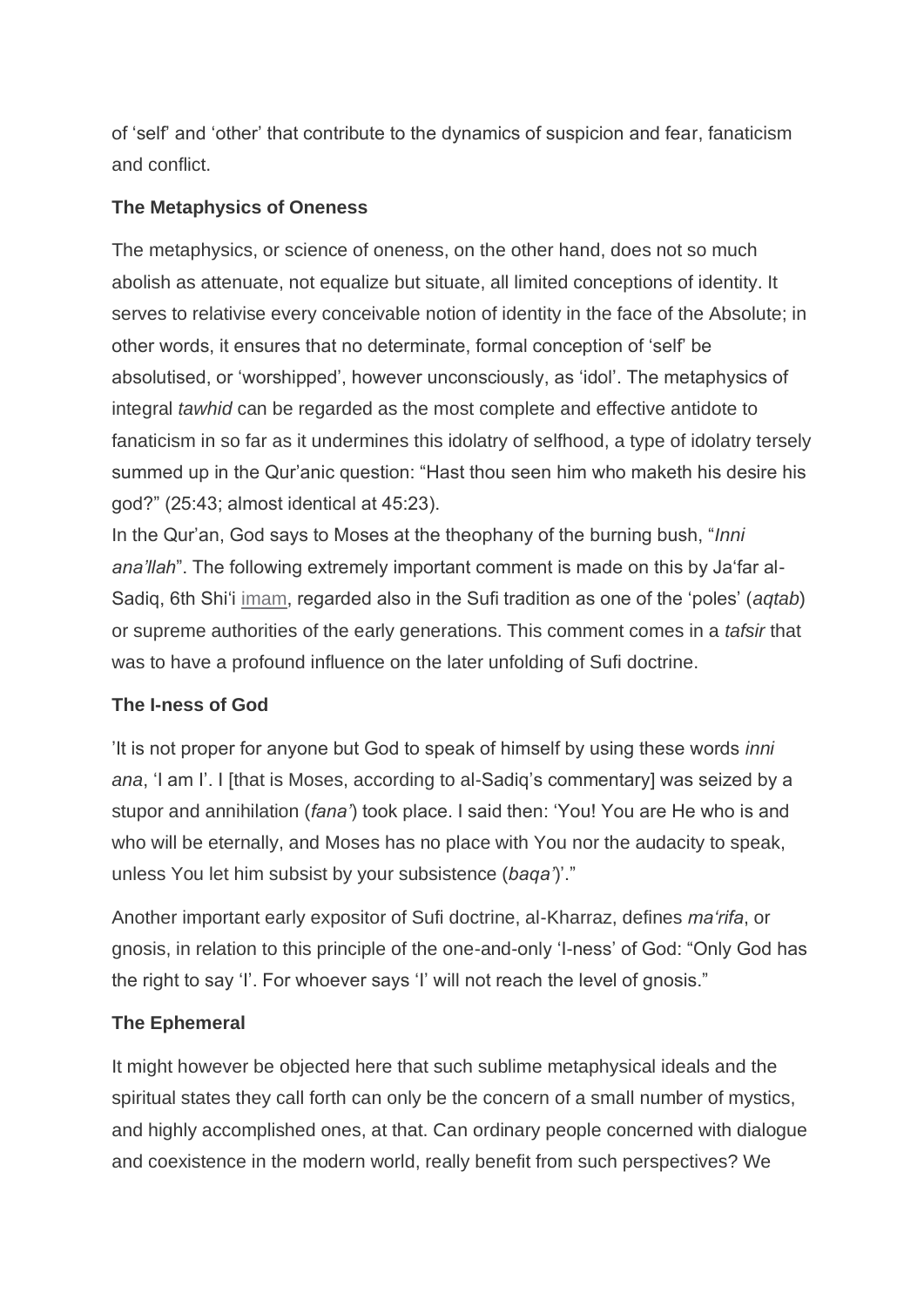of 'self' and 'other' that contribute to the dynamics of suspicion and fear, fanaticism and conflict.

**The Metaphysics of Oneness**

The metaphysics, or science of oneness, on the other hand, does not so much abolish as attenuate, not equalize but situate, all limited conceptions of identity. It serves to relativise every conceivable notion of identity in the face of the Absolute; in other words, it ensures that no determinate, formal conception of 'self' be absolutised, or 'worshipped', however unconsciously, as 'idol'. The metaphysics of integral *tawhid* can be regarded as the most complete and effective antidote to fanaticism in so far as it undermines this idolatry of selfhood, a type of idolatry tersely summed up in the Qur'anic question: "Hast thou seen him who maketh his desire his god?" (25:43; almost identical at 45:23).

In the Qur'an, God says to Moses at the theophany of the burning bush, "*Inni ana'llah*". The following extremely important comment is made on this by Ja'far al-Sadiq, 6th Shi'i imam, regarded also in the Sufi tradition as one of the 'poles' (*aqtab*) or supreme authorities of the early generations. This comment comes in a *tafsir* that was to have a profound influence on the later unfolding of Sufi doctrine.

**The I-ness of God**

'It is not proper for anyone but God to speak of himself by using these words *inni ana*, 'I am I'. I [that is Moses, according to al-Sadiq's commentary] was seized by a stupor and annihilation (*fana'*) took place. I said then: 'You! You are He who is and who will be eternally, and Moses has no place with You nor the audacity to speak, unless You let him subsist by your subsistence (*baqa'*)'."

Another important early expositor of Sufi doctrine, al-Kharraz, defines *ma'rifa*, or gnosis, in relation to this principle of the one-and-only 'I-ness' of God: "Only God has the right to say 'I'. For whoever says 'I' will not reach the level of gnosis."

**The Ephemeral**

It might however be objected here that such sublime metaphysical ideals and the spiritual states they call forth can only be the concern of a small number of mystics, and highly accomplished ones, at that. Can ordinary people concerned with dialogue and coexistence in the modern world, really benefit from such perspectives? We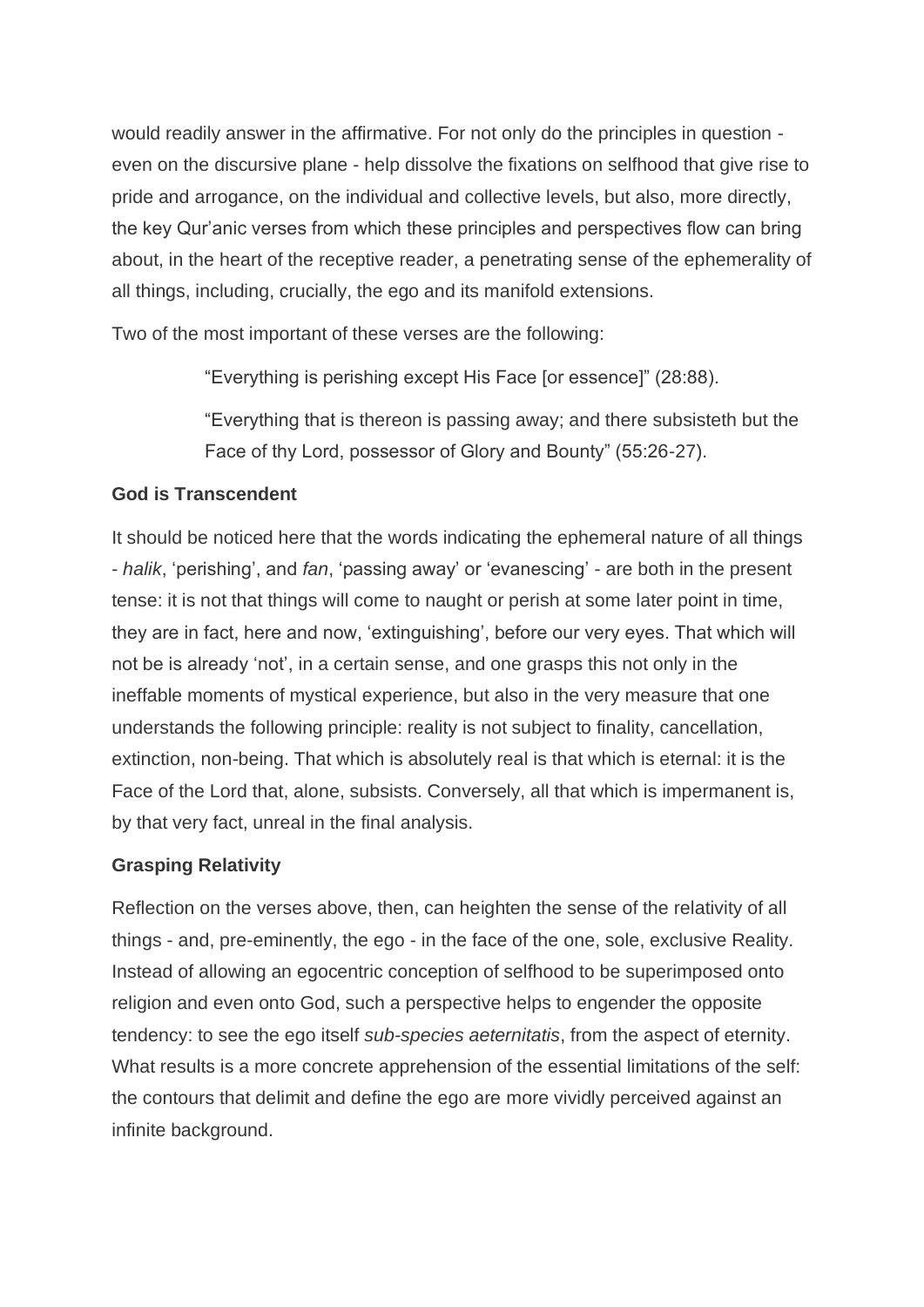would readily answer in the affirmative. For not only do the principles in question - even on the discursive plane - help dissolve the fixations on selfhood that give rise to pride and arrogance, on the individual and collective levels, but also, more directly, the key Qur'anic verses from which these principles and perspectives flow can bring about, in the heart of the receptive reader, a penetrating sense of the ephemerality of all things, including, crucially, the ego and its manifold extensions.

Two of the most important of these verses are the following:

> "Everything is perishing except His Face [or essence]" (28:88).
>
> "Everything that is thereon is passing away; and there subsisteth but the Face of thy Lord, possessor of Glory and Bounty" (55:26-27).

**God is Transcendent**

It should be noticed here that the words indicating the ephemeral nature of all things - *halik*, 'perishing', and *fan*, 'passing away' or 'evanescing' - are both in the present tense: it is not that things will come to naught or perish at some later point in time, they are in fact, here and now, 'extinguishing', before our very eyes. That which will not be is already 'not', in a certain sense, and one grasps this not only in the ineffable moments of mystical experience, but also in the very measure that one understands the following principle: reality is not subject to finality, cancellation, extinction, non-being. That which is absolutely real is that which is eternal: it is the Face of the Lord that, alone, subsists. Conversely, all that which is impermanent is, by that very fact, unreal in the final analysis.

**Grasping Relativity**

Reflection on the verses above, then, can heighten the sense of the relativity of all things - and, pre-eminently, the ego - in the face of the one, sole, exclusive Reality. Instead of allowing an egocentric conception of selfhood to be superimposed onto religion and even onto God, such a perspective helps to engender the opposite tendency: to see the ego itself *sub-species aeternitatis*, from the aspect of eternity. What results is a more concrete apprehension of the essential limitations of the self: the contours that delimit and define the ego are more vividly perceived against an infinite background.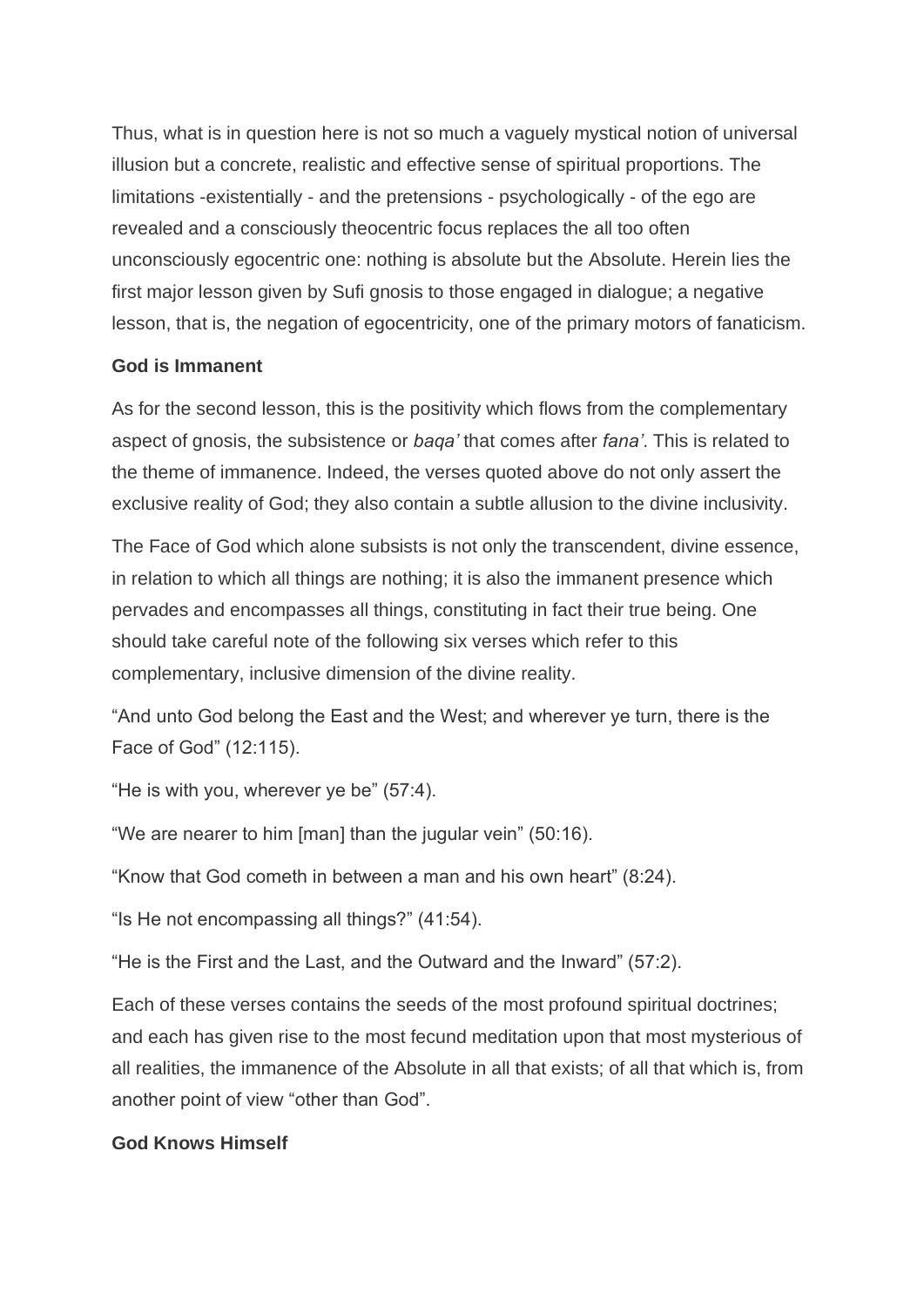Thus, what is in question here is not so much a vaguely mystical notion of universal illusion but a concrete, realistic and effective sense of spiritual proportions. The limitations -existentially - and the pretensions - psychologically - of the ego are revealed and a consciously theocentric focus replaces the all too often unconsciously egocentric one: nothing is absolute but the Absolute. Herein lies the first major lesson given by Sufi gnosis to those engaged in dialogue; a negative lesson, that is, the negation of egocentricity, one of the primary motors of fanaticism.

**God is Immanent**

As for the second lesson, this is the positivity which flows from the complementary aspect of gnosis, the subsistence or *baqa'* that comes after *fana'*. This is related to the theme of immanence. Indeed, the verses quoted above do not only assert the exclusive reality of God; they also contain a subtle allusion to the divine inclusivity.

The Face of God which alone subsists is not only the transcendent, divine essence, in relation to which all things are nothing; it is also the immanent presence which pervades and encompasses all things, constituting in fact their true being. One should take careful note of the following six verses which refer to this complementary, inclusive dimension of the divine reality.

"And unto God belong the East and the West; and wherever ye turn, there is the Face of God" (12:115).

"He is with you, wherever ye be" (57:4).

"We are nearer to him [man] than the jugular vein" (50:16).

"Know that God cometh in between a man and his own heart" (8:24).

"Is He not encompassing all things?" (41:54).

"He is the First and the Last, and the Outward and the Inward" (57:2).

Each of these verses contains the seeds of the most profound spiritual doctrines; and each has given rise to the most fecund meditation upon that most mysterious of all realities, the immanence of the Absolute in all that exists; of all that which is, from another point of view "other than God".

**God Knows Himself**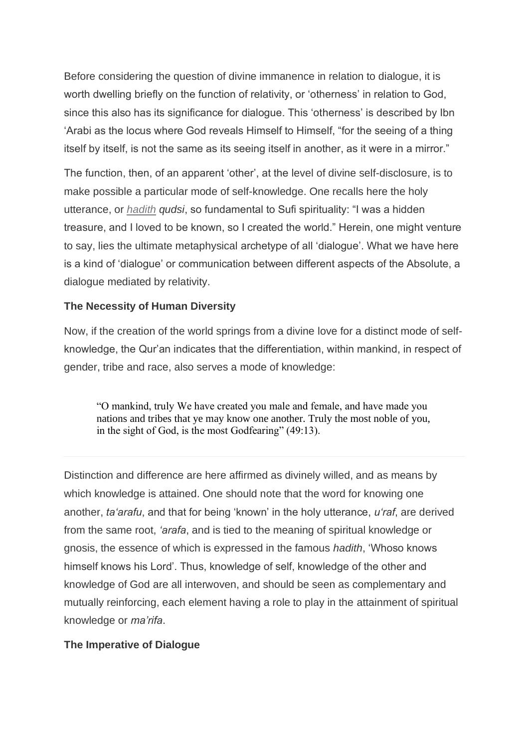Before considering the question of divine immanence in relation to dialogue, it is worth dwelling briefly on the function of relativity, or 'otherness' in relation to God, since this also has its significance for dialogue. This 'otherness' is described by Ibn 'Arabi as the locus where God reveals Himself to Himself, "for the seeing of a thing itself by itself, is not the same as its seeing itself in another, as it were in a mirror."

The function, then, of an apparent 'other', at the level of divine self-disclosure, is to make possible a particular mode of self-knowledge. One recalls here the holy utterance, or *hadith qudsi*, so fundamental to Sufi spirituality: "I was a hidden treasure, and I loved to be known, so I created the world." Herein, one might venture to say, lies the ultimate metaphysical archetype of all 'dialogue'. What we have here is a kind of 'dialogue' or communication between different aspects of the Absolute, a dialogue mediated by relativity.

**The Necessity of Human Diversity**

Now, if the creation of the world springs from a divine love for a distinct mode of self-knowledge, the Qur'an indicates that the differentiation, within mankind, in respect of gender, tribe and race, also serves a mode of knowledge:

> "O mankind, truly We have created you male and female, and have made you nations and tribes that ye may know one another. Truly the most noble of you, in the sight of God, is the most Godfearing" (49:13).

---

Distinction and difference are here affirmed as divinely willed, and as means by which knowledge is attained. One should note that the word for knowing one another, *ta'arafu*, and that for being 'known' in the holy utterance, *u'raf*, are derived from the same root, *'arafa*, and is tied to the meaning of spiritual knowledge or gnosis, the essence of which is expressed in the famous *hadith*, 'Whoso knows himself knows his Lord'. Thus, knowledge of self, knowledge of the other and knowledge of God are all interwoven, and should be seen as complementary and mutually reinforcing, each element having a role to play in the attainment of spiritual knowledge or *ma'rifa*.

**The Imperative of Dialogue**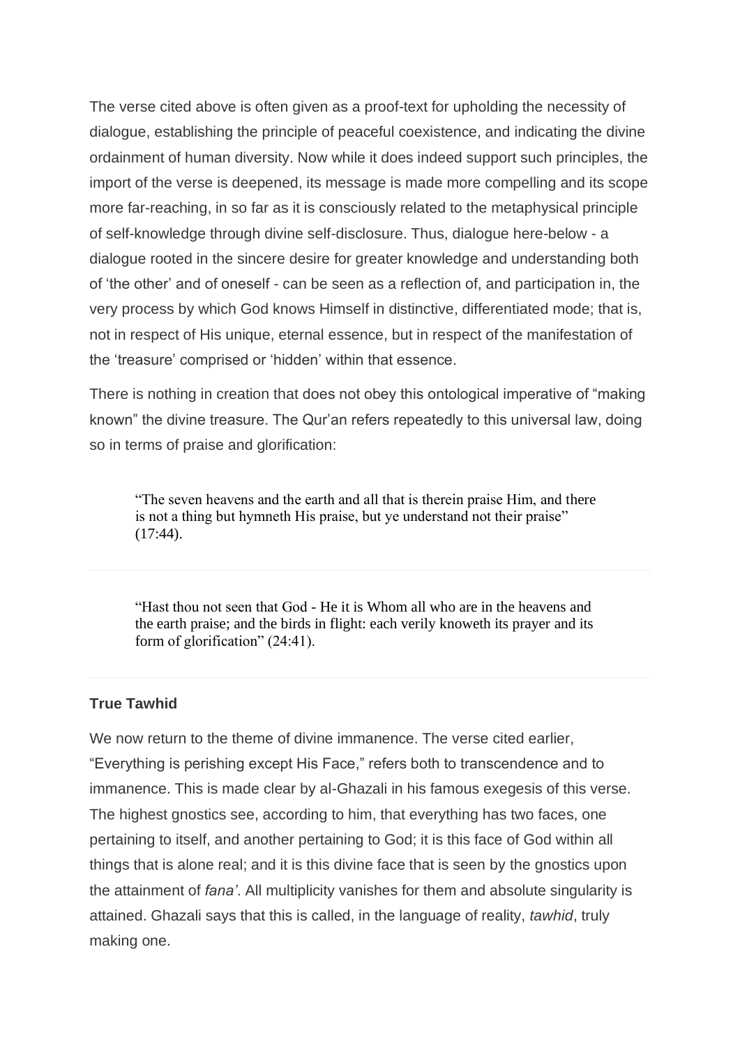The verse cited above is often given as a proof-text for upholding the necessity of dialogue, establishing the principle of peaceful coexistence, and indicating the divine ordainment of human diversity. Now while it does indeed support such principles, the import of the verse is deepened, its message is made more compelling and its scope more far-reaching, in so far as it is consciously related to the metaphysical principle of self-knowledge through divine self-disclosure. Thus, dialogue here-below - a dialogue rooted in the sincere desire for greater knowledge and understanding both of 'the other' and of oneself - can be seen as a reflection of, and participation in, the very process by which God knows Himself in distinctive, differentiated mode; that is, not in respect of His unique, eternal essence, but in respect of the manifestation of the 'treasure' comprised or 'hidden' within that essence.

There is nothing in creation that does not obey this ontological imperative of "making known" the divine treasure. The Qur'an refers repeatedly to this universal law, doing so in terms of praise and glorification:

> "The seven heavens and the earth and all that is therein praise Him, and there is not a thing but hymneth His praise, but ye understand not their praise" (17:44).

---

> "Hast thou not seen that God - He it is Whom all who are in the heavens and the earth praise; and the birds in flight: each verily knoweth its prayer and its form of glorification" (24:41).

---

### True Tawhid

We now return to the theme of divine immanence. The verse cited earlier, "Everything is perishing except His Face," refers both to transcendence and to immanence. This is made clear by al-Ghazali in his famous exegesis of this verse. The highest gnostics see, according to him, that everything has two faces, one pertaining to itself, and another pertaining to God; it is this face of God within all things that is alone real; and it is this divine face that is seen by the gnostics upon the attainment of *fana'*. All multiplicity vanishes for them and absolute singularity is attained. Ghazali says that this is called, in the language of reality, *tawhid*, truly making one.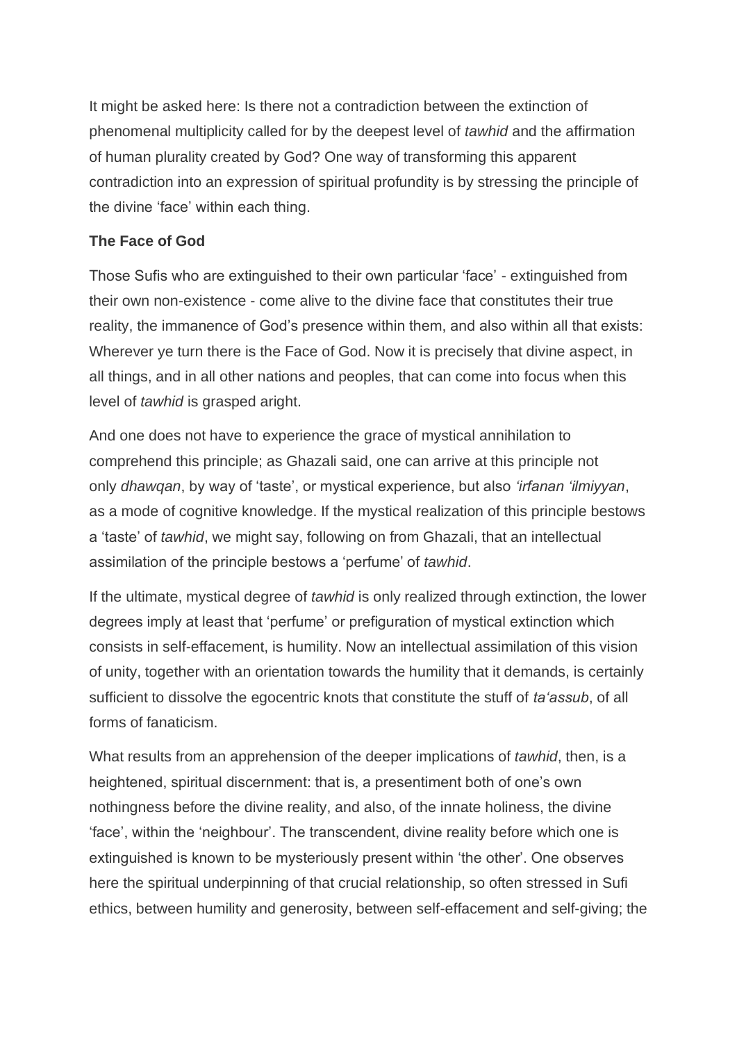It might be asked here: Is there not a contradiction between the extinction of phenomenal multiplicity called for by the deepest level of *tawhid* and the affirmation of human plurality created by God? One way of transforming this apparent contradiction into an expression of spiritual profundity is by stressing the principle of the divine 'face' within each thing.

**The Face of God**

Those Sufis who are extinguished to their own particular 'face' - extinguished from their own non-existence - come alive to the divine face that constitutes their true reality, the immanence of God's presence within them, and also within all that exists: Wherever ye turn there is the Face of God. Now it is precisely that divine aspect, in all things, and in all other nations and peoples, that can come into focus when this level of *tawhid* is grasped aright.

And one does not have to experience the grace of mystical annihilation to comprehend this principle; as Ghazali said, one can arrive at this principle not only *dhawqan*, by way of 'taste', or mystical experience, but also *'irfanan 'ilmiyyan*, as a mode of cognitive knowledge. If the mystical realization of this principle bestows a 'taste' of *tawhid*, we might say, following on from Ghazali, that an intellectual assimilation of the principle bestows a 'perfume' of *tawhid*.

If the ultimate, mystical degree of *tawhid* is only realized through extinction, the lower degrees imply at least that 'perfume' or prefiguration of mystical extinction which consists in self-effacement, is humility. Now an intellectual assimilation of this vision of unity, together with an orientation towards the humility that it demands, is certainly sufficient to dissolve the egocentric knots that constitute the stuff of *ta'assub*, of all forms of fanaticism.

What results from an apprehension of the deeper implications of *tawhid*, then, is a heightened, spiritual discernment: that is, a presentiment both of one's own nothingness before the divine reality, and also, of the innate holiness, the divine 'face', within the 'neighbour'. The transcendent, divine reality before which one is extinguished is known to be mysteriously present within 'the other'. One observes here the spiritual underpinning of that crucial relationship, so often stressed in Sufi ethics, between humility and generosity, between self-effacement and self-giving; the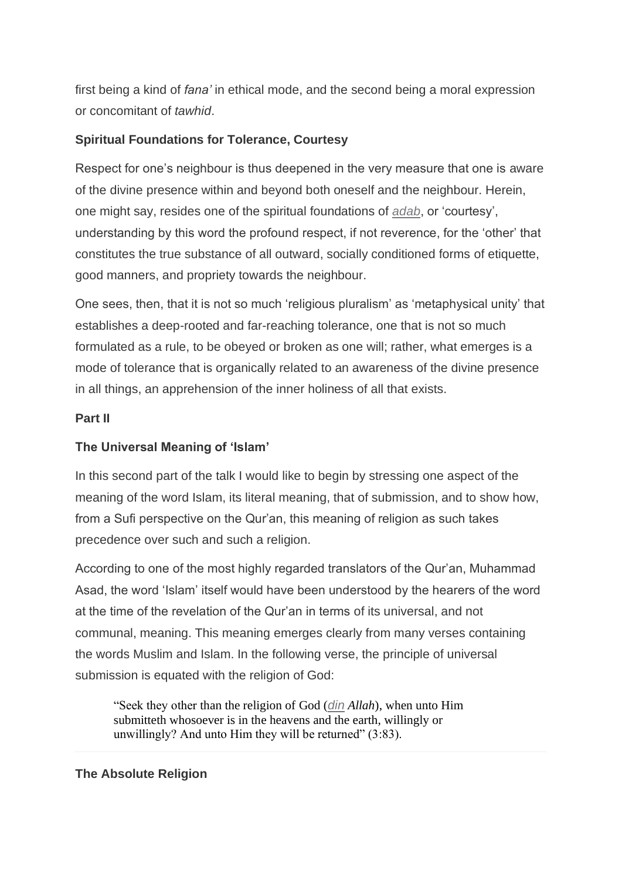first being a kind of *fana'* in ethical mode, and the second being a moral expression or concomitant of *tawhid*.

### Spiritual Foundations for Tolerance, Courtesy

Respect for one's neighbour is thus deepened in the very measure that one is aware of the divine presence within and beyond both oneself and the neighbour. Herein, one might say, resides one of the spiritual foundations of *adab*, or 'courtesy', understanding by this word the profound respect, if not reverence, for the 'other' that constitutes the true substance of all outward, socially conditioned forms of etiquette, good manners, and propriety towards the neighbour.

One sees, then, that it is not so much 'religious pluralism' as 'metaphysical unity' that establishes a deep-rooted and far-reaching tolerance, one that is not so much formulated as a rule, to be obeyed or broken as one will; rather, what emerges is a mode of tolerance that is organically related to an awareness of the divine presence in all things, an apprehension of the inner holiness of all that exists.

### Part II

### The Universal Meaning of 'Islam'

In this second part of the talk I would like to begin by stressing one aspect of the meaning of the word Islam, its literal meaning, that of submission, and to show how, from a Sufi perspective on the Qur'an, this meaning of religion as such takes precedence over such and such a religion.

According to one of the most highly regarded translators of the Qur'an, Muhammad Asad, the word 'Islam' itself would have been understood by the hearers of the word at the time of the revelation of the Qur'an in terms of its universal, and not communal, meaning. This meaning emerges clearly from many verses containing the words Muslim and Islam. In the following verse, the principle of universal submission is equated with the religion of God:

> "Seek they other than the religion of God (*din Allah*), when unto Him submitteth whosoever is in the heavens and the earth, willingly or unwillingly? And unto Him they will be returned" (3:83).

---

### The Absolute Religion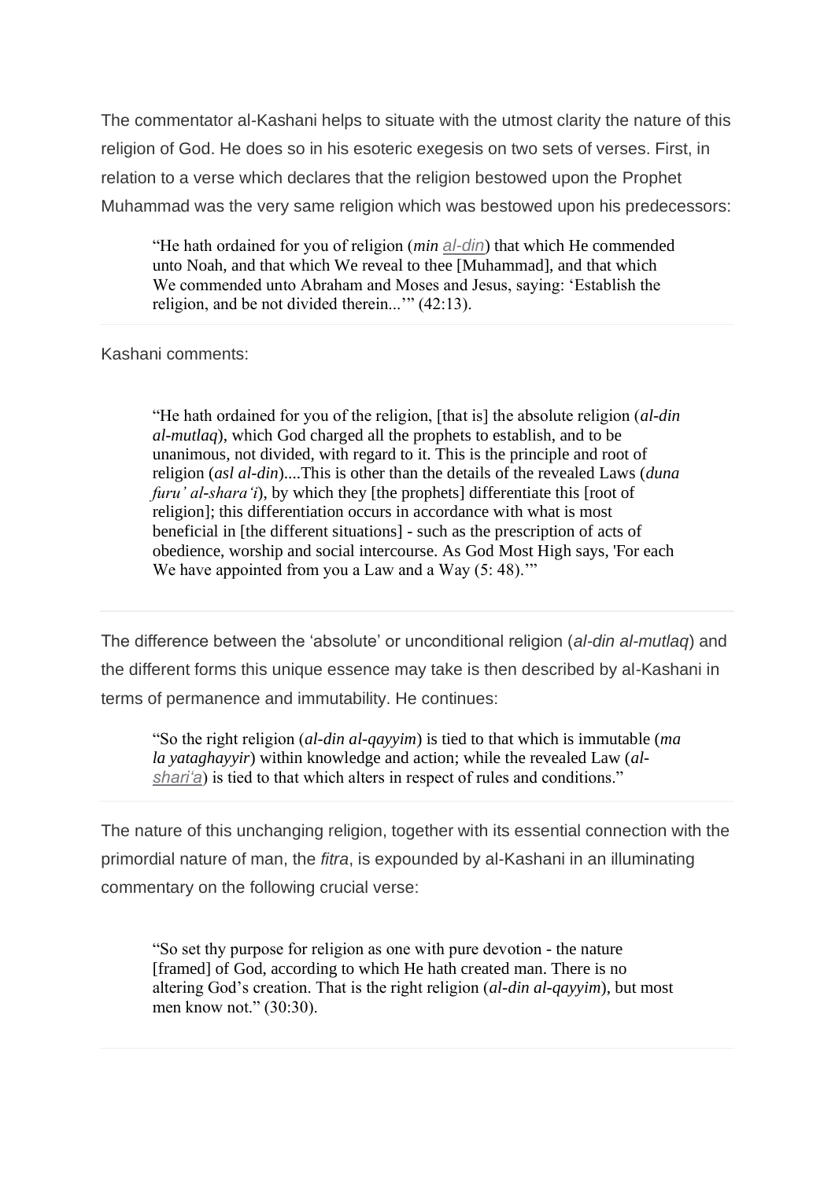The commentator al-Kashani helps to situate with the utmost clarity the nature of this religion of God. He does so in his esoteric exegesis on two sets of verses. First, in relation to a verse which declares that the religion bestowed upon the Prophet Muhammad was the very same religion which was bestowed upon his predecessors:

> "He hath ordained for you of religion (*min al-din*) that which He commended unto Noah, and that which We reveal to thee [Muhammad], and that which We commended unto Abraham and Moses and Jesus, saying: 'Establish the religion, and be not divided therein...'" (42:13).

Kashani comments:

> "He hath ordained for you of the religion, [that is] the absolute religion (*al-din al-mutlaq*), which God charged all the prophets to establish, and to be unanimous, not divided, with regard to it. This is the principle and root of religion (*asl al-din*)....This is other than the details of the revealed Laws (*duna furu' al-shara'i*), by which they [the prophets] differentiate this [root of religion]; this differentiation occurs in accordance with what is most beneficial in [the different situations] - such as the prescription of acts of obedience, worship and social intercourse. As God Most High says, 'For each We have appointed from you a Law and a Way (5: 48).'"

The difference between the 'absolute' or unconditional religion (*al-din al-mutlaq*) and the different forms this unique essence may take is then described by al-Kashani in terms of permanence and immutability. He continues:

> "So the right religion (*al-din al-qayyim*) is tied to that which is immutable (*ma la yataghayyir*) within knowledge and action; while the revealed Law (*al-shari'a*) is tied to that which alters in respect of rules and conditions."

The nature of this unchanging religion, together with its essential connection with the primordial nature of man, the *fitra*, is expounded by al-Kashani in an illuminating commentary on the following crucial verse:

> "So set thy purpose for religion as one with pure devotion - the nature [framed] of God, according to which He hath created man. There is no altering God's creation. That is the right religion (*al-din al-qayyim*), but most men know not." (30:30).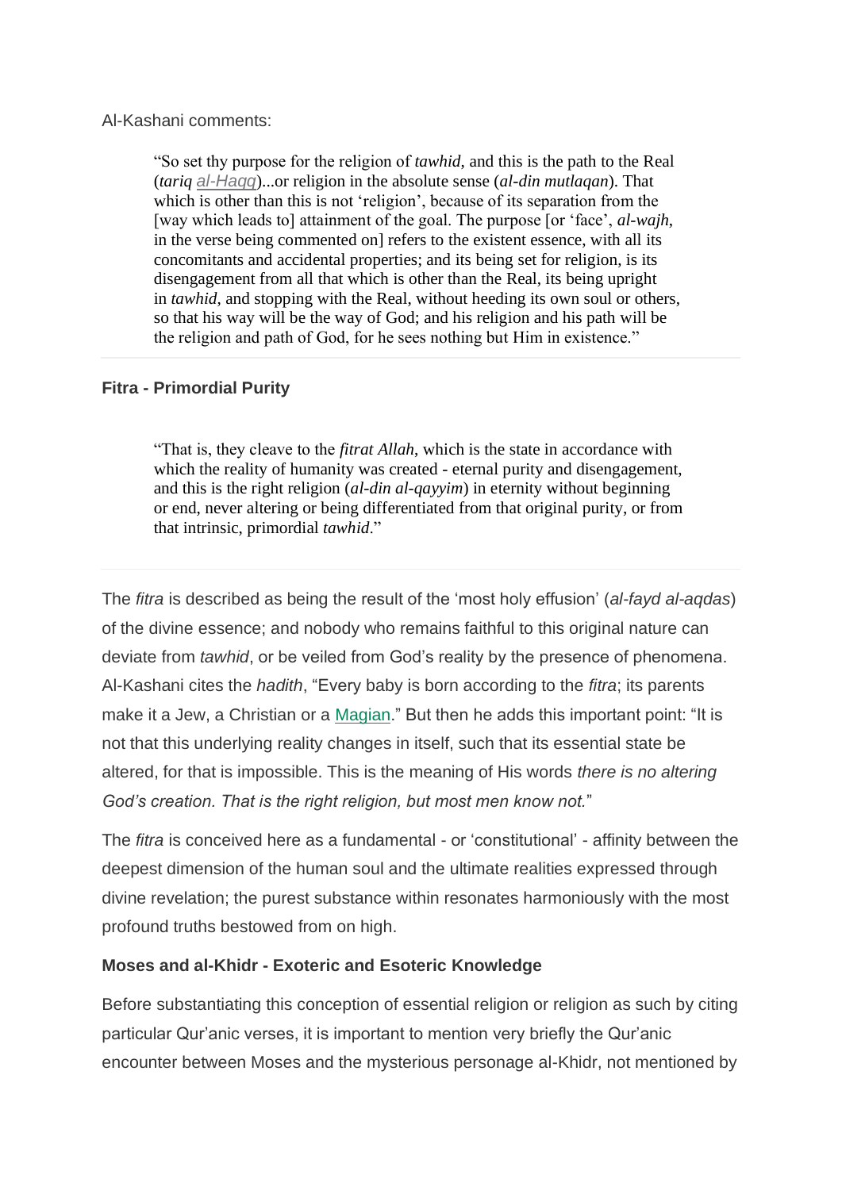Al-Kashani comments:

> "So set thy purpose for the religion of *tawhid*, and this is the path to the Real (*tariq* *al-Haqq*)...or religion in the absolute sense (*al-din mutlaqan*). That which is other than this is not 'religion', because of its separation from the [way which leads to] attainment of the goal. The purpose [or 'face', *al-wajh*, in the verse being commented on] refers to the existent essence, with all its concomitants and accidental properties; and its being set for religion, is its disengagement from all that which is other than the Real, its being upright in *tawhid*, and stopping with the Real, without heeding its own soul or others, so that his way will be the way of God; and his religion and his path will be the religion and path of God, for he sees nothing but Him in existence."

---

### Fitra - Primordial Purity

> "That is, they cleave to the *fitrat Allah*, which is the state in accordance with which the reality of humanity was created - eternal purity and disengagement, and this is the right religion (*al-din al-qayyim*) in eternity without beginning or end, never altering or being differentiated from that original purity, or from that intrinsic, primordial *tawhid*."

---

The *fitra* is described as being the result of the 'most holy effusion' (*al-fayd al-aqdas*) of the divine essence; and nobody who remains faithful to this original nature can deviate from *tawhid*, or be veiled from God's reality by the presence of phenomena. Al-Kashani cites the *hadith*, "Every baby is born according to the *fitra*; its parents make it a Jew, a Christian or a Magian." But then he adds this important point: "It is not that this underlying reality changes in itself, such that its essential state be altered, for that is impossible. This is the meaning of His words *there is no altering God's creation. That is the right religion, but most men know not.*"

The *fitra* is conceived here as a fundamental - or 'constitutional' - affinity between the deepest dimension of the human soul and the ultimate realities expressed through divine revelation; the purest substance within resonates harmoniously with the most profound truths bestowed from on high.

### Moses and al-Khidr - Exoteric and Esoteric Knowledge

Before substantiating this conception of essential religion or religion as such by citing particular Qur'anic verses, it is important to mention very briefly the Qur'anic encounter between Moses and the mysterious personage al-Khidr, not mentioned by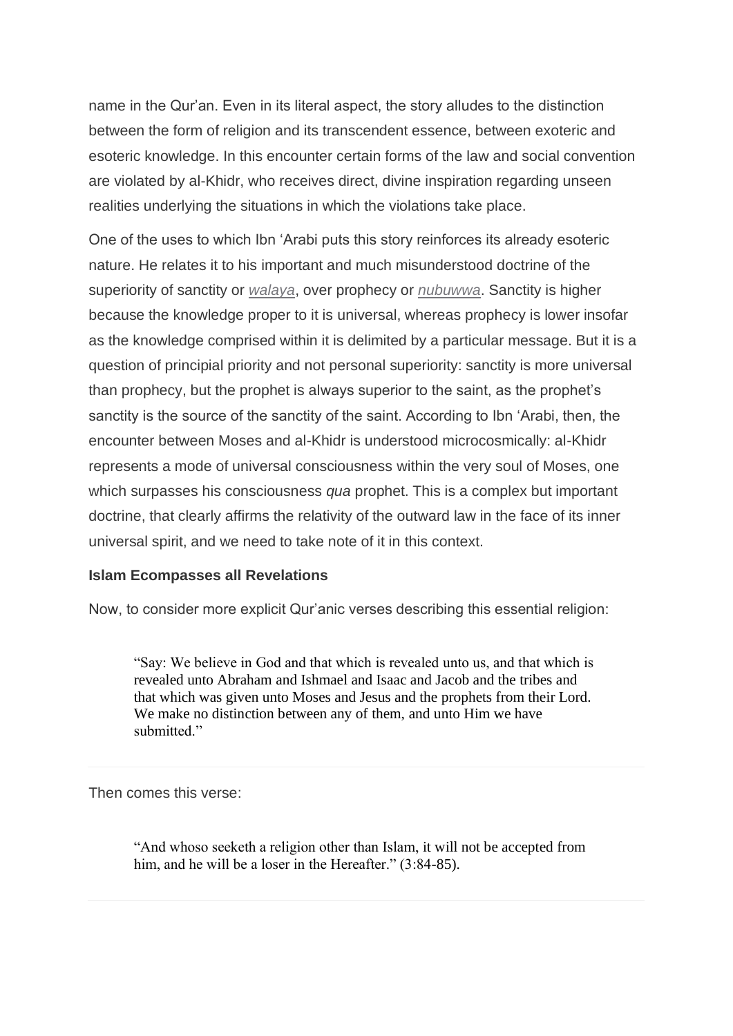name in the Qur'an. Even in its literal aspect, the story alludes to the distinction between the form of religion and its transcendent essence, between exoteric and esoteric knowledge. In this encounter certain forms of the law and social convention are violated by al-Khidr, who receives direct, divine inspiration regarding unseen realities underlying the situations in which the violations take place.

One of the uses to which Ibn 'Arabi puts this story reinforces its already esoteric nature. He relates it to his important and much misunderstood doctrine of the superiority of sanctity or *walaya*, over prophecy or *nubuwwa*. Sanctity is higher because the knowledge proper to it is universal, whereas prophecy is lower insofar as the knowledge comprised within it is delimited by a particular message. But it is a question of principial priority and not personal superiority: sanctity is more universal than prophecy, but the prophet is always superior to the saint, as the prophet's sanctity is the source of the sanctity of the saint. According to Ibn 'Arabi, then, the encounter between Moses and al-Khidr is understood microcosmically: al-Khidr represents a mode of universal consciousness within the very soul of Moses, one which surpasses his consciousness *qua* prophet. This is a complex but important doctrine, that clearly affirms the relativity of the outward law in the face of its inner universal spirit, and we need to take note of it in this context.

**Islam Ecompasses all Revelations**

Now, to consider more explicit Qur'anic verses describing this essential religion:

> "Say: We believe in God and that which is revealed unto us, and that which is revealed unto Abraham and Ishmael and Isaac and Jacob and the tribes and that which was given unto Moses and Jesus and the prophets from their Lord. We make no distinction between any of them, and unto Him we have submitted."

---

Then comes this verse:

> "And whoso seeketh a religion other than Islam, it will not be accepted from him, and he will be a loser in the Hereafter." (3:84-85).

---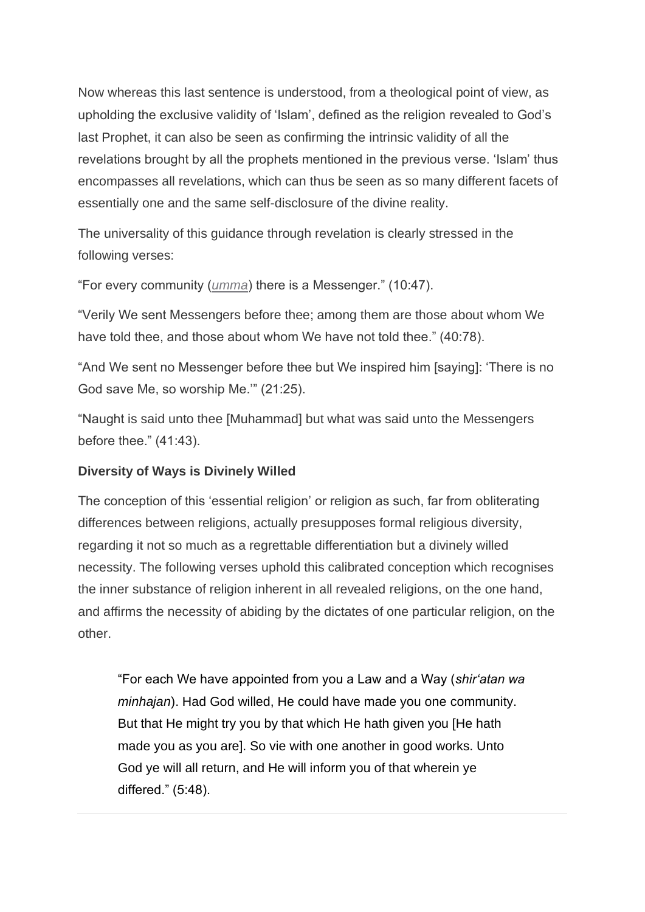Now whereas this last sentence is understood, from a theological point of view, as upholding the exclusive validity of 'Islam', defined as the religion revealed to God's last Prophet, it can also be seen as confirming the intrinsic validity of all the revelations brought by all the prophets mentioned in the previous verse. 'Islam' thus encompasses all revelations, which can thus be seen as so many different facets of essentially one and the same self-disclosure of the divine reality.

The universality of this guidance through revelation is clearly stressed in the following verses:

"For every community (*umma*) there is a Messenger." (10:47).

"Verily We sent Messengers before thee; among them are those about whom We have told thee, and those about whom We have not told thee." (40:78).

"And We sent no Messenger before thee but We inspired him [saying]: 'There is no God save Me, so worship Me.'" (21:25).

"Naught is said unto thee [Muhammad] but what was said unto the Messengers before thee." (41:43).

**Diversity of Ways is Divinely Willed**

The conception of this 'essential religion' or religion as such, far from obliterating differences between religions, actually presupposes formal religious diversity, regarding it not so much as a regrettable differentiation but a divinely willed necessity. The following verses uphold this calibrated conception which recognises the inner substance of religion inherent in all revealed religions, on the one hand, and affirms the necessity of abiding by the dictates of one particular religion, on the other.

> "For each We have appointed from you a Law and a Way (*shir'atan wa minhajan*). Had God willed, He could have made you one community. But that He might try you by that which He hath given you [He hath made you as you are]. So vie with one another in good works. Unto God ye will all return, and He will inform you of that wherein ye differed." (5:48).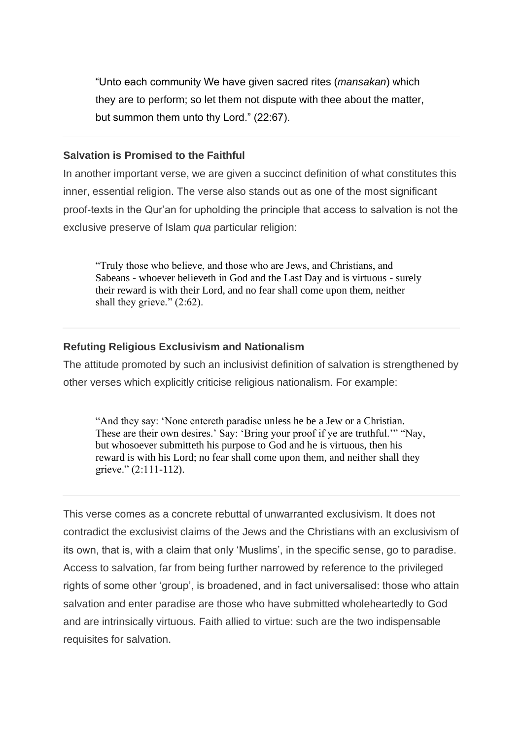> "Unto each community We have given sacred rites (*mansakan*) which they are to perform; so let them not dispute with thee about the matter, but summon them unto thy Lord." (22:67).

---

**Salvation is Promised to the Faithful**

In another important verse, we are given a succinct definition of what constitutes this inner, essential religion. The verse also stands out as one of the most significant proof-texts in the Qur'an for upholding the principle that access to salvation is not the exclusive preserve of Islam *qua* particular religion:

> "Truly those who believe, and those who are Jews, and Christians, and Sabeans - whoever believeth in God and the Last Day and is virtuous - surely their reward is with their Lord, and no fear shall come upon them, neither shall they grieve." (2:62).

---

**Refuting Religious Exclusivism and Nationalism**

The attitude promoted by such an inclusivist definition of salvation is strengthened by other verses which explicitly criticise religious nationalism. For example:

> "And they say: 'None entereth paradise unless he be a Jew or a Christian. These are their own desires.' Say: 'Bring your proof if ye are truthful.'" "Nay, but whosoever submitteth his purpose to God and he is virtuous, then his reward is with his Lord; no fear shall come upon them, and neither shall they grieve." (2:111-112).

---

This verse comes as a concrete rebuttal of unwarranted exclusivism. It does not contradict the exclusivist claims of the Jews and the Christians with an exclusivism of its own, that is, with a claim that only 'Muslims', in the specific sense, go to paradise. Access to salvation, far from being further narrowed by reference to the privileged rights of some other 'group', is broadened, and in fact universalised: those who attain salvation and enter paradise are those who have submitted wholeheartedly to God and are intrinsically virtuous. Faith allied to virtue: such are the two indispensable requisites for salvation.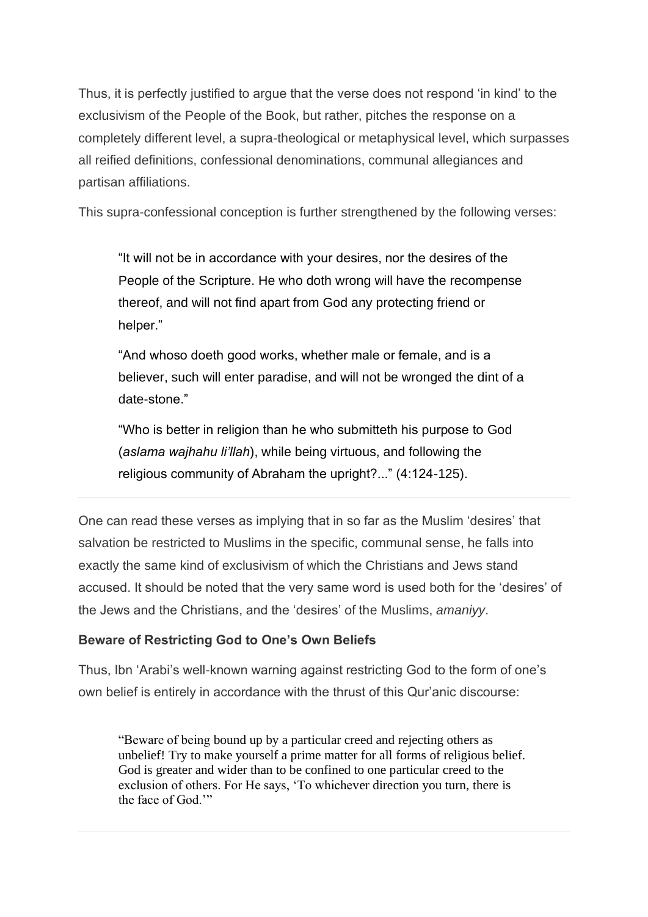Thus, it is perfectly justified to argue that the verse does not respond 'in kind' to the exclusivism of the People of the Book, but rather, pitches the response on a completely different level, a supra-theological or metaphysical level, which surpasses all reified definitions, confessional denominations, communal allegiances and partisan affiliations.

This supra-confessional conception is further strengthened by the following verses:

> "It will not be in accordance with your desires, nor the desires of the People of the Scripture. He who doth wrong will have the recompense thereof, and will not find apart from God any protecting friend or helper."
>
> "And whoso doeth good works, whether male or female, and is a believer, such will enter paradise, and will not be wronged the dint of a date-stone."
>
> "Who is better in religion than he who submitteth his purpose to God (*aslama wajhahu li'llah*), while being virtuous, and following the religious community of Abraham the upright?..." (4:124-125).

One can read these verses as implying that in so far as the Muslim 'desires' that salvation be restricted to Muslims in the specific, communal sense, he falls into exactly the same kind of exclusivism of which the Christians and Jews stand accused. It should be noted that the very same word is used both for the 'desires' of the Jews and the Christians, and the 'desires' of the Muslims, *amaniyy*.

**Beware of Restricting God to One's Own Beliefs**

Thus, Ibn 'Arabi's well-known warning against restricting God to the form of one's own belief is entirely in accordance with the thrust of this Qur'anic discourse:

> "Beware of being bound up by a particular creed and rejecting others as unbelief! Try to make yourself a prime matter for all forms of religious belief. God is greater and wider than to be confined to one particular creed to the exclusion of others. For He says, 'To whichever direction you turn, there is the face of God.'"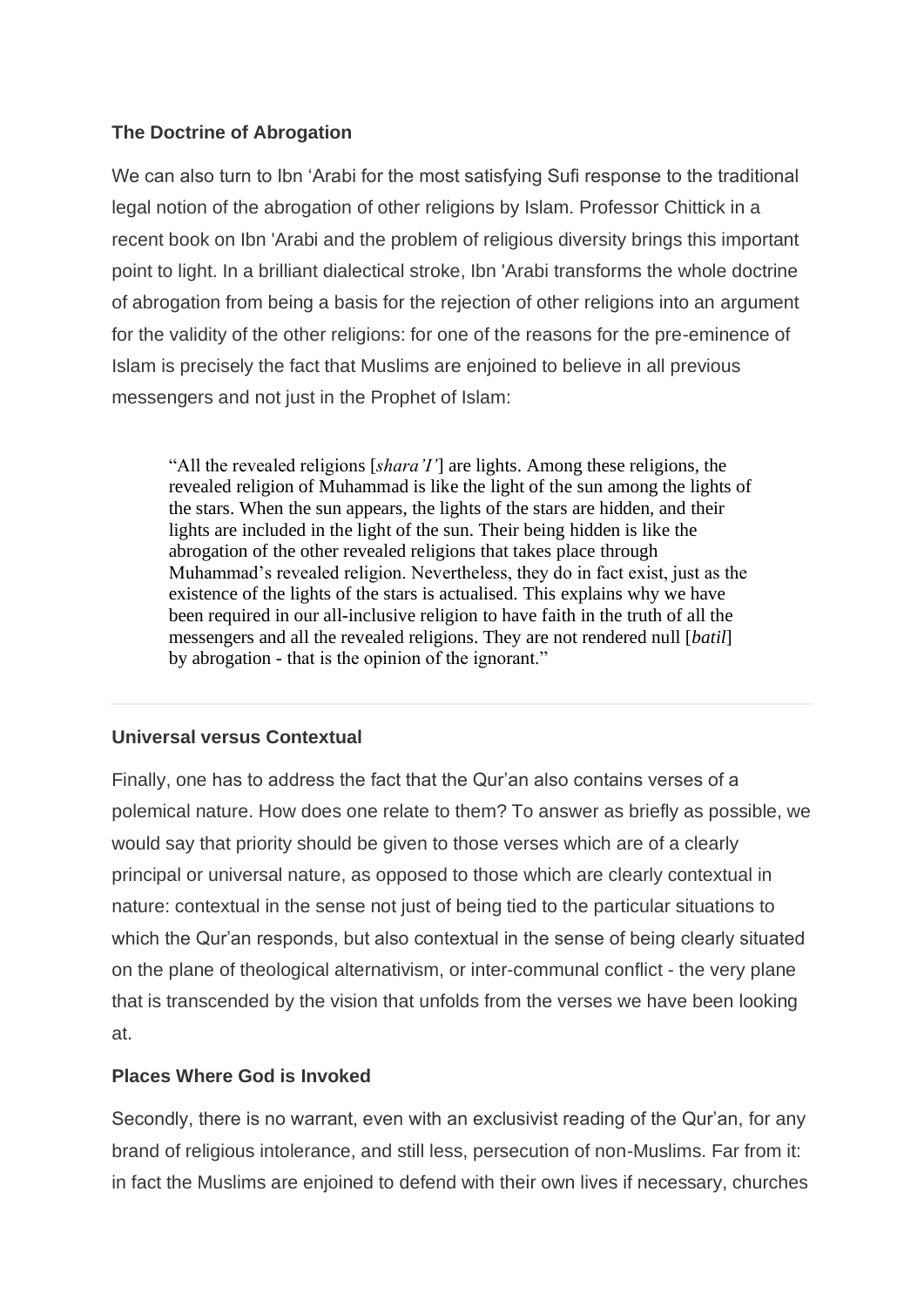### The Doctrine of Abrogation

We can also turn to Ibn 'Arabi for the most satisfying Sufi response to the traditional legal notion of the abrogation of other religions by Islam. Professor Chittick in a recent book on Ibn 'Arabi and the problem of religious diversity brings this important point to light. In a brilliant dialectical stroke, Ibn 'Arabi transforms the whole doctrine of abrogation from being a basis for the rejection of other religions into an argument for the validity of the other religions: for one of the reasons for the pre-eminence of Islam is precisely the fact that Muslims are enjoined to believe in all previous messengers and not just in the Prophet of Islam:

> "All the revealed religions [*shara'I'*] are lights. Among these religions, the revealed religion of Muhammad is like the light of the sun among the lights of the stars. When the sun appears, the lights of the stars are hidden, and their lights are included in the light of the sun. Their being hidden is like the abrogation of the other revealed religions that takes place through Muhammad's revealed religion. Nevertheless, they do in fact exist, just as the existence of the lights of the stars is actualised. This explains why we have been required in our all-inclusive religion to have faith in the truth of all the messengers and all the revealed religions. They are not rendered null [*batil*] by abrogation - that is the opinion of the ignorant."

---

### Universal versus Contextual

Finally, one has to address the fact that the Qur'an also contains verses of a polemical nature. How does one relate to them? To answer as briefly as possible, we would say that priority should be given to those verses which are of a clearly principal or universal nature, as opposed to those which are clearly contextual in nature: contextual in the sense not just of being tied to the particular situations to which the Qur'an responds, but also contextual in the sense of being clearly situated on the plane of theological alternativism, or inter-communal conflict - the very plane that is transcended by the vision that unfolds from the verses we have been looking at.

### Places Where God is Invoked

Secondly, there is no warrant, even with an exclusivist reading of the Qur'an, for any brand of religious intolerance, and still less, persecution of non-Muslims. Far from it: in fact the Muslims are enjoined to defend with their own lives if necessary, churches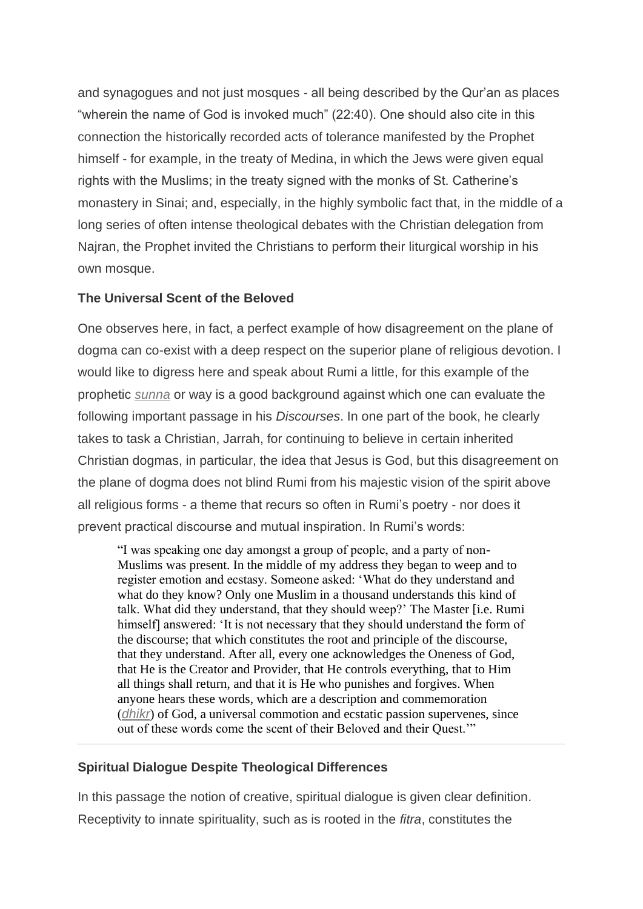and synagogues and not just mosques - all being described by the Qur'an as places "wherein the name of God is invoked much" (22:40). One should also cite in this connection the historically recorded acts of tolerance manifested by the Prophet himself - for example, in the treaty of Medina, in which the Jews were given equal rights with the Muslims; in the treaty signed with the monks of St. Catherine's monastery in Sinai; and, especially, in the highly symbolic fact that, in the middle of a long series of often intense theological debates with the Christian delegation from Najran, the Prophet invited the Christians to perform their liturgical worship in his own mosque.

### The Universal Scent of the Beloved

One observes here, in fact, a perfect example of how disagreement on the plane of dogma can co-exist with a deep respect on the superior plane of religious devotion. I would like to digress here and speak about Rumi a little, for this example of the prophetic *sunna* or way is a good background against which one can evaluate the following important passage in his *Discourses*. In one part of the book, he clearly takes to task a Christian, Jarrah, for continuing to believe in certain inherited Christian dogmas, in particular, the idea that Jesus is God, but this disagreement on the plane of dogma does not blind Rumi from his majestic vision of the spirit above all religious forms - a theme that recurs so often in Rumi's poetry - nor does it prevent practical discourse and mutual inspiration. In Rumi's words:

> "I was speaking one day amongst a group of people, and a party of non-Muslims was present. In the middle of my address they began to weep and to register emotion and ecstasy. Someone asked: 'What do they understand and what do they know? Only one Muslim in a thousand understands this kind of talk. What did they understand, that they should weep?' The Master [i.e. Rumi himself] answered: 'It is not necessary that they should understand the form of the discourse; that which constitutes the root and principle of the discourse, that they understand. After all, every one acknowledges the Oneness of God, that He is the Creator and Provider, that He controls everything, that to Him all things shall return, and that it is He who punishes and forgives. When anyone hears these words, which are a description and commemoration (*dhikr*) of God, a universal commotion and ecstatic passion supervenes, since out of these words come the scent of their Beloved and their Quest.'"

### Spiritual Dialogue Despite Theological Differences

In this passage the notion of creative, spiritual dialogue is given clear definition. Receptivity to innate spirituality, such as is rooted in the *fitra*, constitutes the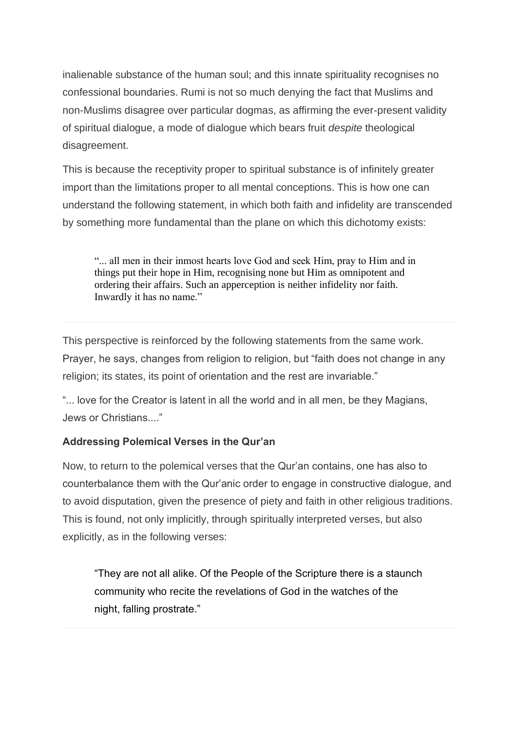inalienable substance of the human soul; and this innate spirituality recognises no confessional boundaries. Rumi is not so much denying the fact that Muslims and non-Muslims disagree over particular dogmas, as affirming the ever-present validity of spiritual dialogue, a mode of dialogue which bears fruit *despite* theological disagreement.

This is because the receptivity proper to spiritual substance is of infinitely greater import than the limitations proper to all mental conceptions. This is how one can understand the following statement, in which both faith and infidelity are transcended by something more fundamental than the plane on which this dichotomy exists:

> "... all men in their inmost hearts love God and seek Him, pray to Him and in things put their hope in Him, recognising none but Him as omnipotent and ordering their affairs. Such an apperception is neither infidelity nor faith. Inwardly it has no name."

---

This perspective is reinforced by the following statements from the same work. Prayer, he says, changes from religion to religion, but "faith does not change in any religion; its states, its point of orientation and the rest are invariable."

"... love for the Creator is latent in all the world and in all men, be they Magians, Jews or Christians...."

**Addressing Polemical Verses in the Qur'an**

Now, to return to the polemical verses that the Qur'an contains, one has also to counterbalance them with the Qur'anic order to engage in constructive dialogue, and to avoid disputation, given the presence of piety and faith in other religious traditions. This is found, not only implicitly, through spiritually interpreted verses, but also explicitly, as in the following verses:

> "They are not all alike. Of the People of the Scripture there is a staunch community who recite the revelations of God in the watches of the night, falling prostrate."

---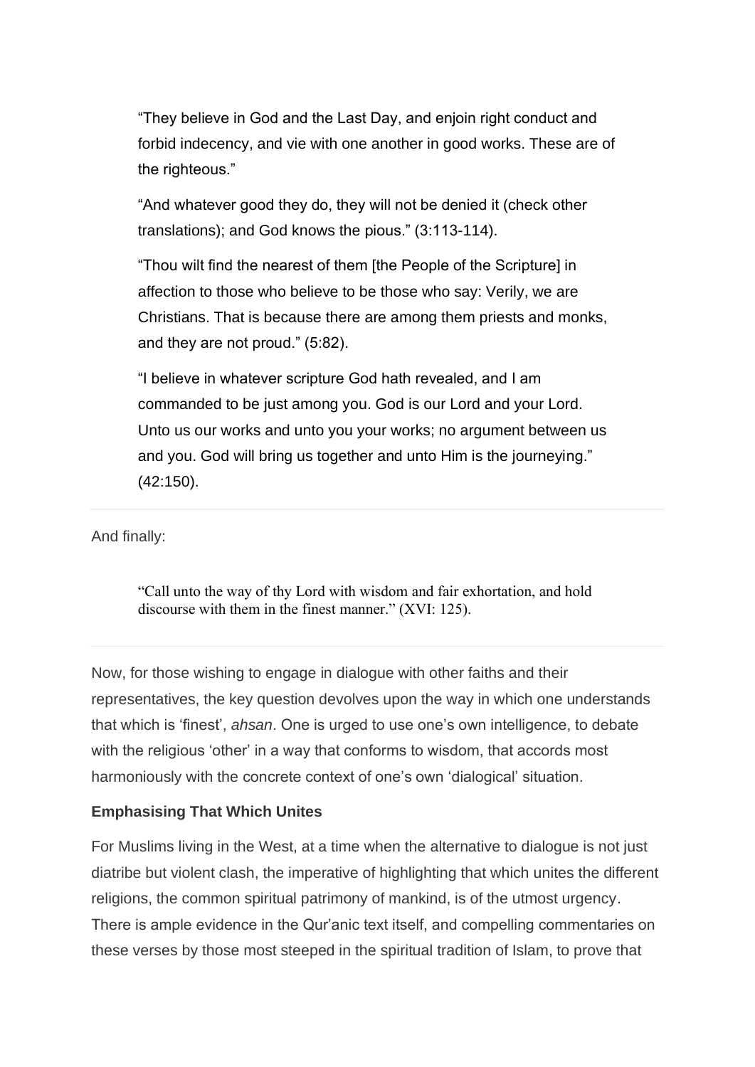> “They believe in God and the Last Day, and enjoin right conduct and forbid indecency, and vie with one another in good works. These are of the righteous.”
>
> “And whatever good they do, they will not be denied it (check other translations); and God knows the pious.” (3:113-114).
>
> “Thou wilt find the nearest of them [the People of the Scripture] in affection to those who believe to be those who say: Verily, we are Christians. That is because there are among them priests and monks, and they are not proud.” (5:82).
>
> “I believe in whatever scripture God hath revealed, and I am commanded to be just among you. God is our Lord and your Lord. Unto us our works and unto you your works; no argument between us and you. God will bring us together and unto Him is the journeying.” (42:150).

---

And finally:

> “Call unto the way of thy Lord with wisdom and fair exhortation, and hold discourse with them in the finest manner.” (XVI: 125).

---

Now, for those wishing to engage in dialogue with other faiths and their representatives, the key question devolves upon the way in which one understands that which is ‘finest’, *ahsan*. One is urged to use one’s own intelligence, to debate with the religious ‘other’ in a way that conforms to wisdom, that accords most harmoniously with the concrete context of one’s own ‘dialogical’ situation.

**Emphasising That Which Unites**

For Muslims living in the West, at a time when the alternative to dialogue is not just diatribe but violent clash, the imperative of highlighting that which unites the different religions, the common spiritual patrimony of mankind, is of the utmost urgency. There is ample evidence in the Qur’anic text itself, and compelling commentaries on these verses by those most steeped in the spiritual tradition of Islam, to prove that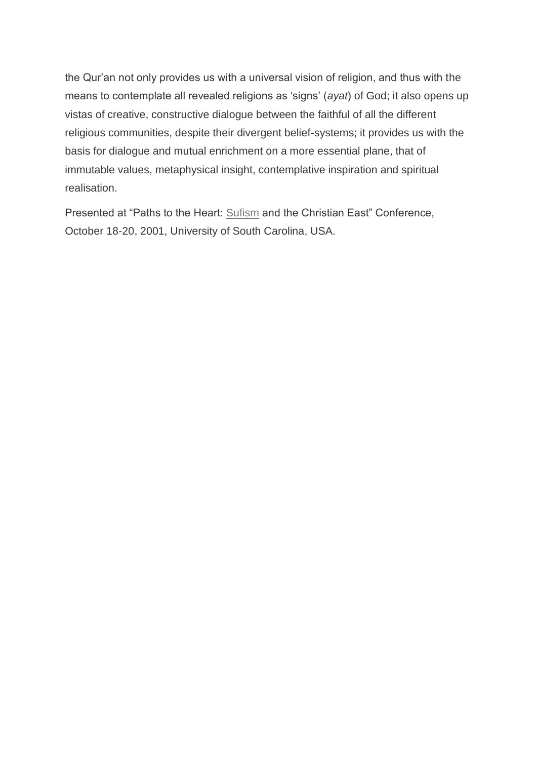the Qur'an not only provides us with a universal vision of religion, and thus with the means to contemplate all revealed religions as 'signs' (*ayat*) of God; it also opens up vistas of creative, constructive dialogue between the faithful of all the different religious communities, despite their divergent belief-systems; it provides us with the basis for dialogue and mutual enrichment on a more essential plane, that of immutable values, metaphysical insight, contemplative inspiration and spiritual realisation.

Presented at "Paths to the Heart: Sufism and the Christian East" Conference, October 18-20, 2001, University of South Carolina, USA.